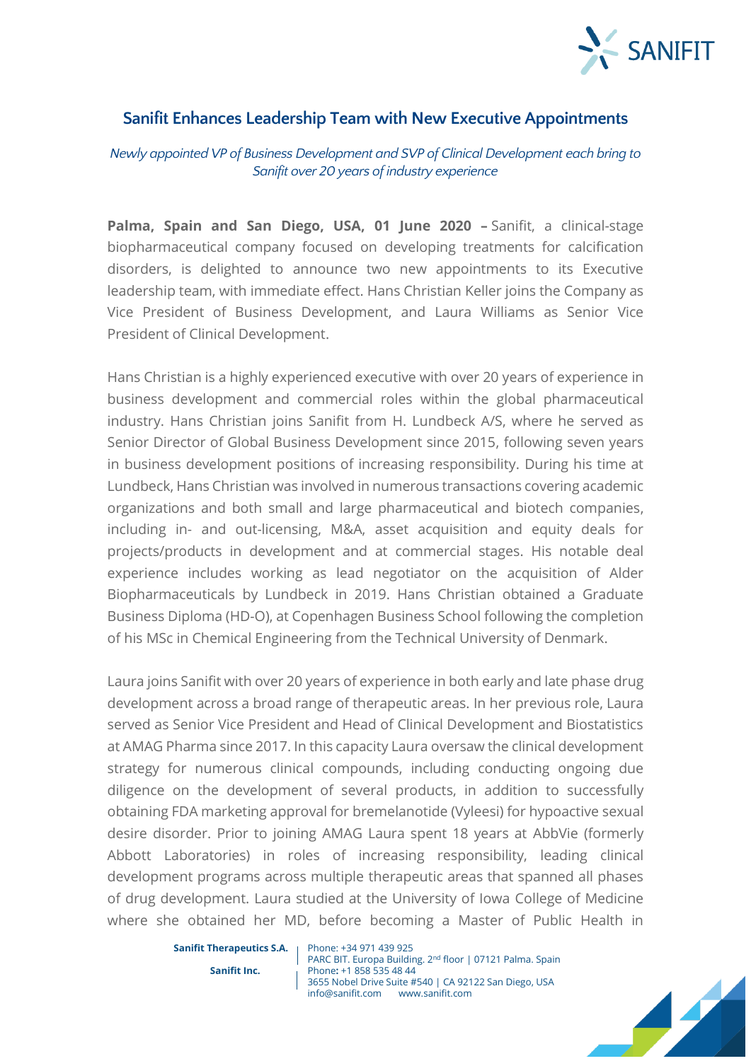# Sanifit Enhances Leadership Team with New Executive Appointments

*Newly appointed VP of Business Development and SVP of Clinical Development each bring to Sanifit over 20 years of industry experience*

**Palma, Spain and San Diego, USA, 01 June 2020 –** Sanifit, a clinical-stage biopharmaceutical company focused on developing treatments for calcification disorders, is delighted to announce two new appointments to its Executive leadership team, with immediate effect. Hans Christian Keller joins the Company as Vice President of Business Development, and Laura Williams as Senior Vice President of Clinical Development.

Hans Christian is a highly experienced executive with over 20 years of experience in business development and commercial roles within the global pharmaceutical industry. Hans Christian joins Sanifit from H. Lundbeck A/S, where he served as Senior Director of Global Business Development since 2015, following seven years in business development positions of increasing responsibility. During his time at Lundbeck, Hans Christian was involved in numerous transactions covering academic organizations and both small and large pharmaceutical and biotech companies, including in- and out-licensing, M&A, asset acquisition and equity deals for projects/products in development and at commercial stages. His notable deal experience includes working as lead negotiator on the acquisition of Alder Biopharmaceuticals by Lundbeck in 2019. Hans Christian obtained a Graduate Business Diploma (HD-O), at Copenhagen Business School following the completion of his MSc in Chemical Engineering from the Technical University of Denmark.

Laura joins Sanifit with over 20 years of experience in both early and late phase drug development across a broad range of therapeutic areas. In her previous role, Laura served as Senior Vice President and Head of Clinical Development and Biostatistics at AMAG Pharma since 2017. In this capacity Laura oversaw the clinical development strategy for numerous clinical compounds, including conducting ongoing due diligence on the development of several products, in addition to successfully obtaining FDA marketing approval for bremelanotide (Vyleesi) for hypoactive sexual desire disorder. Prior to joining AMAG Laura spent 18 years at AbbVie (formerly Abbott Laboratories) in roles of increasing responsibility, leading clinical development programs across multiple therapeutic areas that spanned all phases of drug development. Laura studied at the University of Iowa College of Medicine where she obtained her MD, before becoming a Master of Public Health in

**Sanifit Therapeutics S.A.** | Phone: +34 971 439 925
PARC BIT. Europa Building. 2nd floor | 07121 Palma. Spain
**Sanifit Inc.** | Phone: +1 858 535 48 44
3655 Nobel Drive Suite #540 | CA 92122 San Diego, USA
info@sanifit.com www.sanifit.com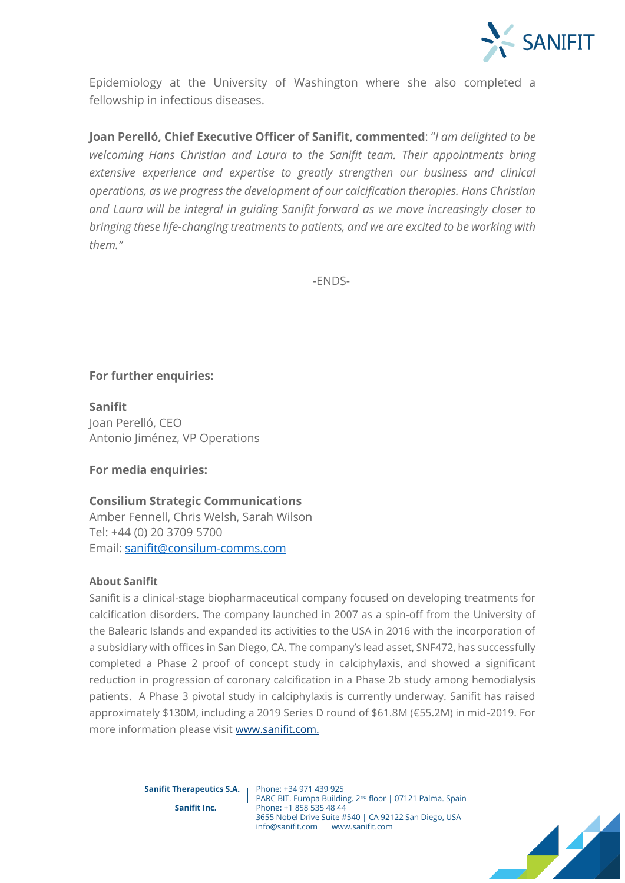Epidemiology at the University of Washington where she also completed a fellowship in infectious diseases.

**Joan Perelló, Chief Executive Officer of Sanifit, commented**: "*I am delighted to be welcoming Hans Christian and Laura to the Sanifit team. Their appointments bring extensive experience and expertise to greatly strengthen our business and clinical operations, as we progress the development of our calcification therapies. Hans Christian and Laura will be integral in guiding Sanifit forward as we move increasingly closer to bringing these life-changing treatments to patients, and we are excited to be working with them.*"

-ENDS-

**For further enquiries:**

**Sanifit**
Joan Perelló, CEO
Antonio Jiménez, VP Operations

**For media enquiries:**

**Consilium Strategic Communications**
Amber Fennell, Chris Welsh, Sarah Wilson
Tel: +44 (0) 20 3709 5700
Email: sanifit@consilum-comms.com

**About Sanifit**

Sanifit is a clinical-stage biopharmaceutical company focused on developing treatments for calcification disorders. The company launched in 2007 as a spin-off from the University of the Balearic Islands and expanded its activities to the USA in 2016 with the incorporation of a subsidiary with offices in San Diego, CA. The company's lead asset, SNF472, has successfully completed a Phase 2 proof of concept study in calciphylaxis, and showed a significant reduction in progression of coronary calcification in a Phase 2b study among hemodialysis patients. A Phase 3 pivotal study in calciphylaxis is currently underway. Sanifit has raised approximately $130M, including a 2019 Series D round of $61.8M (€55.2M) in mid-2019. For more information please visit www.sanifit.com.

**Sanifit Therapeutics S.A.** | Phone: +34 971 439 925
PARC BIT. Europa Building. 2nd floor | 07121 Palma. Spain

**Sanifit Inc.** | Phone: +1 858 535 48 44
3655 Nobel Drive Suite #540 | CA 92122 San Diego, USA
info@sanifit.com www.sanifit.com